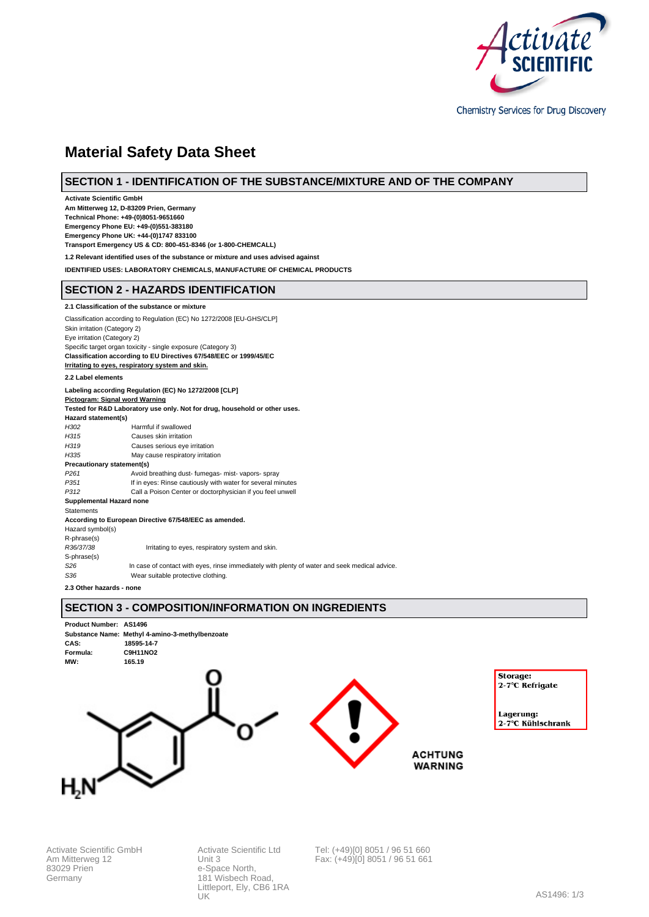Chemistry Services for Drug Discovery

# Material Safety Data Sheet

## SECTION 1 - IDENTIFICATION OF THE SUBSTANCE/MIXTURE AND OF THE COMPANY

**Activate Scientific GmbH**
**Am Mitterweg 12, D-83209 Prien, Germany**
**Technical Phone: +49-(0)8051-9651660**
**Emergency Phone EU: +49-(0)551-383180**
**Emergency Phone UK: +44-(0)1747 833100**
**Transport Emergency US & CD: 800-451-8346 (or 1-800-CHEMCALL)**

**1.2 Relevant identified uses of the substance or mixture and uses advised against**

**IDENTIFIED USES: LABORATORY CHEMICALS, MANUFACTURE OF CHEMICAL PRODUCTS**

## SECTION 2 - HAZARDS IDENTIFICATION

**2.1 Classification of the substance or mixture**

Classification according to Regulation (EC) No 1272/2008 [EU-GHS/CLP]
Skin irritation (Category 2)
Eye irritation (Category 2)
Specific target organ toxicity - single exposure (Category 3)
**Classification according to EU Directives 67/548/EEC or 1999/45/EC**
**Irritating to eyes, respiratory system and skin.**

**2.2 Label elements**

**Labeling according Regulation (EC) No 1272/2008 [CLP]**
**Pictogram: Signal word Warning**
**Tested for R&D Laboratory use only. Not for drug, household or other uses.**
**Hazard statement(s)**

| | |
|---|---|
| *H302* | Harmful if swallowed |
| *H315* | Causes skin irritation |
| *H319* | Causes serious eye irritation |
| *H335* | May cause respiratory irritation |

**Precautionary statement(s)**

| | |
|---|---|
| *P261* | Avoid breathing dust- fumegas- mist- vapors- spray |
| *P351* | If in eyes: Rinse cautiously with water for several minutes |
| *P312* | Call a Poison Center or doctorphysician if you feel unwell |

**Supplemental Hazard none**
Statements
**According to European Directive 67/548/EEC as amended.**
Hazard symbol(s)
R-phrase(s)

| | |
|---|---|
| *R36/37/38* | Irritating to eyes, respiratory system and skin. |

S-phrase(s)

| | |
|---|---|
| *S26* | In case of contact with eyes, rinse immediately with plenty of water and seek medical advice. |
| *S36* | Wear suitable protective clothing. |

**2.3 Other hazards - none**

## SECTION 3 - COMPOSITION/INFORMATION ON INGREDIENTS

**Product Number: AS1496**
**Substance Name: Methyl 4-amino-3-methylbenzoate**
**CAS: 18595-14-7**
**Formula: C9H11NO2**
**MW: 165.19**

ACHTUNG
WARNING

**Storage:**
**2-7°C Refrigate**

**Lagerung:**
**2-7°C Kühlschrank**

Activate Scientific GmbH
Am Mitterweg 12
83029 Prien
Germany

Activate Scientific Ltd
Unit 3
e-Space North,
181 Wisbech Road,
Littleport, Ely, CB6 1RA
UK

Tel: (+49)[0] 8051 / 96 51 660
Fax: (+49)[0] 8051 / 96 51 661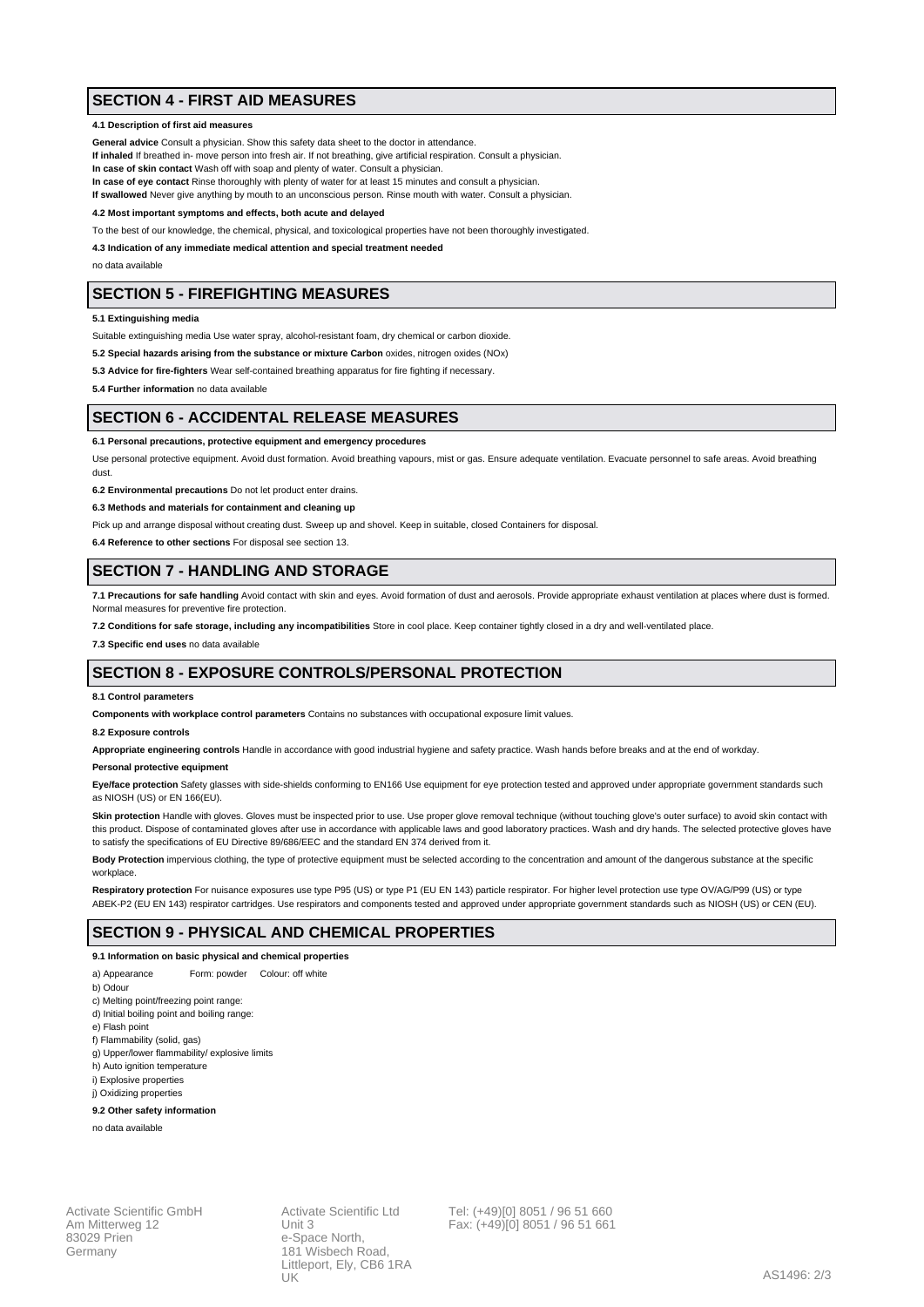## SECTION 4 - FIRST AID MEASURES

**4.1 Description of first aid measures**

**General advice** Consult a physician. Show this safety data sheet to the doctor in attendance.
**If inhaled** If breathed in- move person into fresh air. If not breathing, give artificial respiration. Consult a physician.
**In case of skin contact** Wash off with soap and plenty of water. Consult a physician.
**In case of eye contact** Rinse thoroughly with plenty of water for at least 15 minutes and consult a physician.
**If swallowed** Never give anything by mouth to an unconscious person. Rinse mouth with water. Consult a physician.

**4.2 Most important symptoms and effects, both acute and delayed**

To the best of our knowledge, the chemical, physical, and toxicological properties have not been thoroughly investigated.

**4.3 Indication of any immediate medical attention and special treatment needed**

no data available

## SECTION 5 - FIREFIGHTING MEASURES

**5.1 Extinguishing media**

Suitable extinguishing media Use water spray, alcohol-resistant foam, dry chemical or carbon dioxide.

**5.2 Special hazards arising from the substance or mixture Carbon** oxides, nitrogen oxides (NOx)

**5.3 Advice for fire-fighters** Wear self-contained breathing apparatus for fire fighting if necessary.

**5.4 Further information** no data available

## SECTION 6 - ACCIDENTAL RELEASE MEASURES

**6.1 Personal precautions, protective equipment and emergency procedures**

Use personal protective equipment. Avoid dust formation. Avoid breathing vapours, mist or gas. Ensure adequate ventilation. Evacuate personnel to safe areas. Avoid breathing dust.

**6.2 Environmental precautions** Do not let product enter drains.

**6.3 Methods and materials for containment and cleaning up**

Pick up and arrange disposal without creating dust. Sweep up and shovel. Keep in suitable, closed Containers for disposal.

**6.4 Reference to other sections** For disposal see section 13.

## SECTION 7 - HANDLING AND STORAGE

**7.1 Precautions for safe handling** Avoid contact with skin and eyes. Avoid formation of dust and aerosols. Provide appropriate exhaust ventilation at places where dust is formed. Normal measures for preventive fire protection.

**7.2 Conditions for safe storage, including any incompatibilities** Store in cool place. Keep container tightly closed in a dry and well-ventilated place.

**7.3 Specific end uses** no data available

## SECTION 8 - EXPOSURE CONTROLS/PERSONAL PROTECTION

**8.1 Control parameters**

**Components with workplace control parameters** Contains no substances with occupational exposure limit values.

**8.2 Exposure controls**

**Appropriate engineering controls** Handle in accordance with good industrial hygiene and safety practice. Wash hands before breaks and at the end of workday.

**Personal protective equipment**

**Eye/face protection** Safety glasses with side-shields conforming to EN166 Use equipment for eye protection tested and approved under appropriate government standards such as NIOSH (US) or EN 166(EU).

**Skin protection** Handle with gloves. Gloves must be inspected prior to use. Use proper glove removal technique (without touching glove's outer surface) to avoid skin contact with this product. Dispose of contaminated gloves after use in accordance with applicable laws and good laboratory practices. Wash and dry hands. The selected protective gloves have to satisfy the specifications of EU Directive 89/686/EEC and the standard EN 374 derived from it.

**Body Protection** impervious clothing, the type of protective equipment must be selected according to the concentration and amount of the dangerous substance at the specific workplace.

**Respiratory protection** For nuisance exposures use type P95 (US) or type P1 (EU EN 143) particle respirator. For higher level protection use type OV/AG/P99 (US) or type ABEK-P2 (EU EN 143) respirator cartridges. Use respirators and components tested and approved under appropriate government standards such as NIOSH (US) or CEN (EU).

## SECTION 9 - PHYSICAL AND CHEMICAL PROPERTIES

**9.1 Information on basic physical and chemical properties**

a) Appearance Form: powder Colour: off white
b) Odour
c) Melting point/freezing point range:
d) Initial boiling point and boiling range:
e) Flash point
f) Flammability (solid, gas)
g) Upper/lower flammability/ explosive limits
h) Auto ignition temperature
i) Explosive properties
j) Oxidizing properties

**9.2 Other safety information**

no data available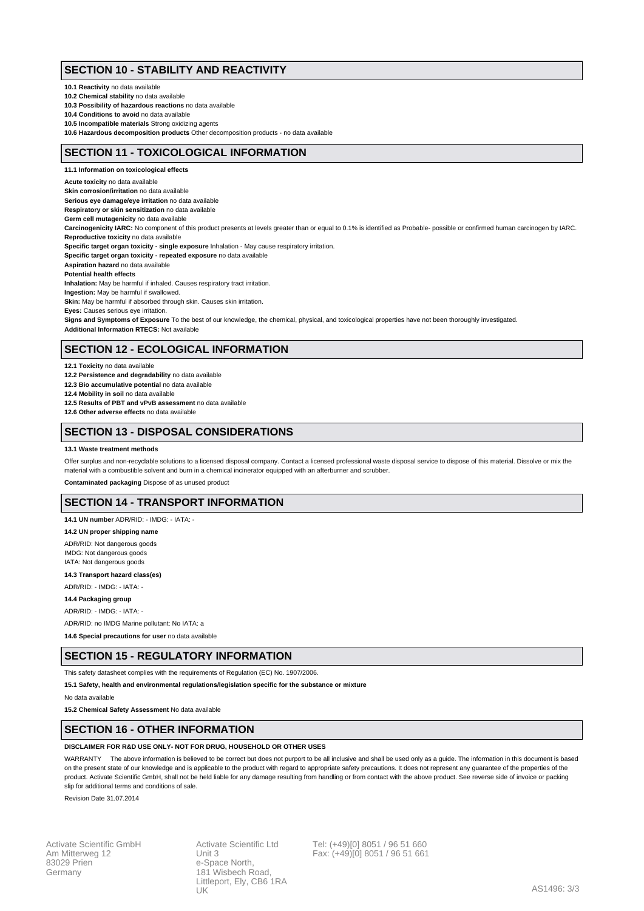## SECTION 10 - STABILITY AND REACTIVITY

**10.1 Reactivity** no data available
**10.2 Chemical stability** no data available
**10.3 Possibility of hazardous reactions** no data available
**10.4 Conditions to avoid** no data available
**10.5 Incompatible materials** Strong oxidizing agents
**10.6 Hazardous decomposition products** Other decomposition products - no data available

## SECTION 11 - TOXICOLOGICAL INFORMATION

**11.1 Information on toxicological effects**

**Acute toxicity** no data available
**Skin corrosion/irritation** no data available
**Serious eye damage/eye irritation** no data available
**Respiratory or skin sensitization** no data available
**Germ cell mutagenicity** no data available
**Carcinogenicity IARC:** No component of this product presents at levels greater than or equal to 0.1% is identified as Probable- possible or confirmed human carcinogen by IARC.
**Reproductive toxicity** no data available
**Specific target organ toxicity - single exposure** Inhalation - May cause respiratory irritation.
**Specific target organ toxicity - repeated exposure** no data available
**Aspiration hazard** no data available
**Potential health effects**
**Inhalation:** May be harmful if inhaled. Causes respiratory tract irritation.
**Ingestion:** May be harmful if swallowed.
**Skin:** May be harmful if absorbed through skin. Causes skin irritation.
**Eyes:** Causes serious eye irritation.
**Signs and Symptoms of Exposure** To the best of our knowledge, the chemical, physical, and toxicological properties have not been thoroughly investigated.
**Additional Information RTECS:** Not available

## SECTION 12 - ECOLOGICAL INFORMATION

**12.1 Toxicity** no data available
**12.2 Persistence and degradability** no data available
**12.3 Bio accumulative potential** no data available
**12.4 Mobility in soil** no data available
**12.5 Results of PBT and vPvB assessment** no data available
**12.6 Other adverse effects** no data available

## SECTION 13 - DISPOSAL CONSIDERATIONS

**13.1 Waste treatment methods**

Offer surplus and non-recyclable solutions to a licensed disposal company. Contact a licensed professional waste disposal service to dispose of this material. Dissolve or mix the material with a combustible solvent and burn in a chemical incinerator equipped with an afterburner and scrubber.

**Contaminated packaging** Dispose of as unused product

## SECTION 14 - TRANSPORT INFORMATION

**14.1 UN number** ADR/RID: - IMDG: - IATA: -

**14.2 UN proper shipping name**

ADR/RID: Not dangerous goods
IMDG: Not dangerous goods
IATA: Not dangerous goods

**14.3 Transport hazard class(es)**

ADR/RID: - IMDG: - IATA: -

**14.4 Packaging group**

ADR/RID: - IMDG: - IATA: -

ADR/RID: no IMDG Marine pollutant: No IATA: a

**14.6 Special precautions for user** no data available

## SECTION 15 - REGULATORY INFORMATION

This safety datasheet complies with the requirements of Regulation (EC) No. 1907/2006.

**15.1 Safety, health and environmental regulations/legislation specific for the substance or mixture**

No data available

**15.2 Chemical Safety Assessment** No data available

## SECTION 16 - OTHER INFORMATION

**DISCLAIMER FOR R&D USE ONLY- NOT FOR DRUG, HOUSEHOLD OR OTHER USES**

WARRANTY The above information is believed to be correct but does not purport to be all inclusive and shall be used only as a guide. The information in this document is based on the present state of our knowledge and is applicable to the product with regard to appropriate safety precautions. It does not represent any guarantee of the properties of the product. Activate Scientific GmbH, shall not be held liable for any damage resulting from handling or from contact with the above product. See reverse side of invoice or packing slip for additional terms and conditions of sale.

Revision Date 31.07.2014

Activate Scientific GmbH
Am Mitterweg 12
83029 Prien
Germany

Activate Scientific Ltd
Unit 3
e-Space North,
181 Wisbech Road,
Littleport, Ely, CB6 1RA
UK

Tel: (+49)[0] 8051 / 96 51 660
Fax: (+49)[0] 8051 / 96 51 661